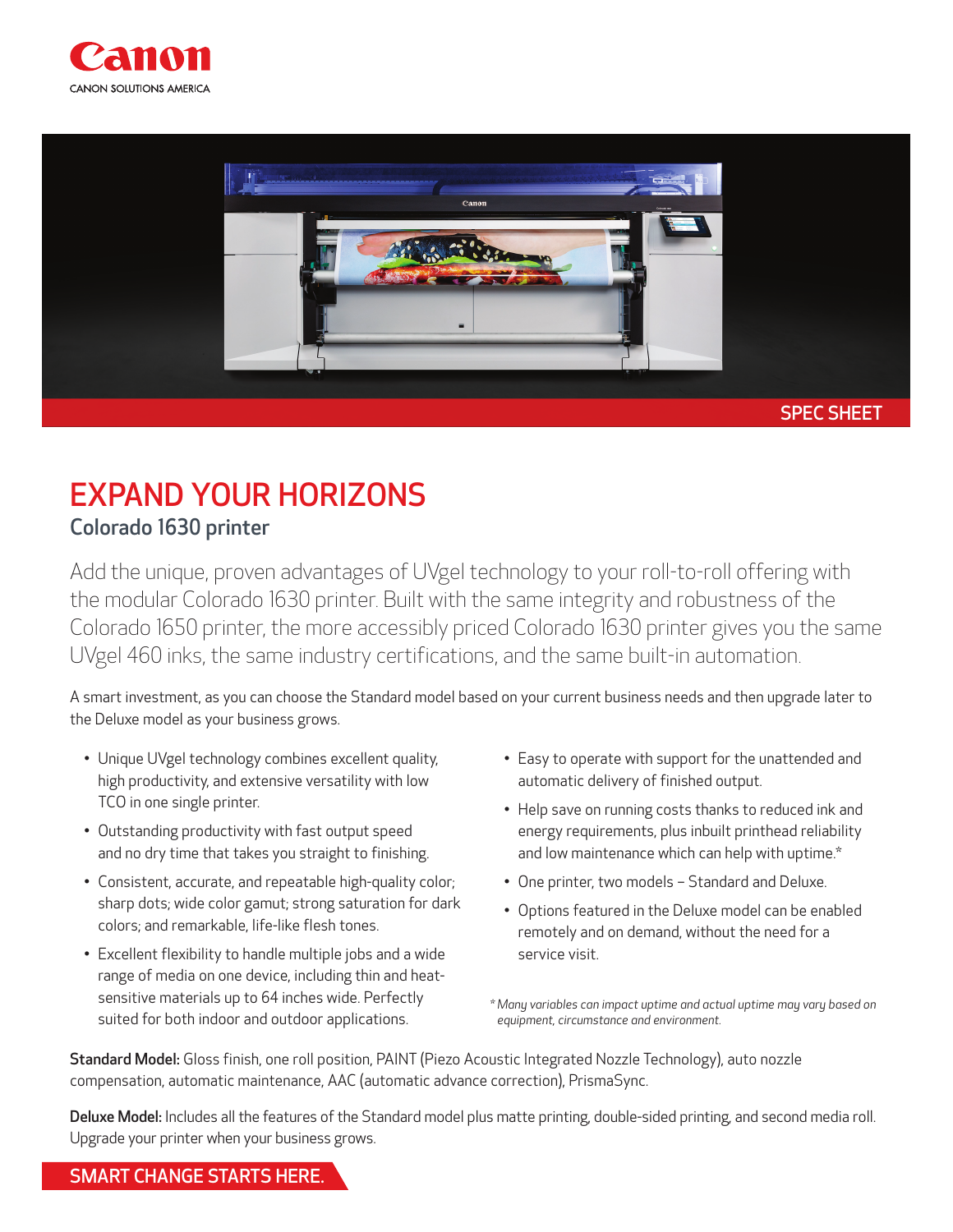Canon

CANON SOLUTIONS AMERICA

SPEC SHEET

# EXPAND YOUR HORIZONS

## Colorado 1630 printer

Add the unique, proven advantages of UVgel technology to your roll-to-roll offering with the modular Colorado 1630 printer. Built with the same integrity and robustness of the Colorado 1650 printer, the more accessibly priced Colorado 1630 printer gives you the same UVgel 460 inks, the same industry certifications, and the same built-in automation.

A smart investment, as you can choose the Standard model based on your current business needs and then upgrade later to the Deluxe model as your business grows.

- Unique UVgel technology combines excellent quality, high productivity, and extensive versatility with low TCO in one single printer.
- Outstanding productivity with fast output speed and no dry time that takes you straight to finishing.
- Consistent, accurate, and repeatable high-quality color; sharp dots; wide color gamut; strong saturation for dark colors; and remarkable, life-like flesh tones.
- Excellent flexibility to handle multiple jobs and a wide range of media on one device, including thin and heat-sensitive materials up to 64 inches wide. Perfectly suited for both indoor and outdoor applications.
- Easy to operate with support for the unattended and automatic delivery of finished output.
- Help save on running costs thanks to reduced ink and energy requirements, plus inbuilt printhead reliability and low maintenance which can help with uptime.*
- One printer, two models – Standard and Deluxe.
- Options featured in the Deluxe model can be enabled remotely and on demand, without the need for a service visit.

*\* Many variables can impact uptime and actual uptime may vary based on equipment, circumstance and environment.*

**Standard Model:** Gloss finish, one roll position, PAINT (Piezo Acoustic Integrated Nozzle Technology), auto nozzle compensation, automatic maintenance, AAC (automatic advance correction), PrismaSync.

**Deluxe Model:** Includes all the features of the Standard model plus matte printing, double-sided printing, and second media roll. Upgrade your printer when your business grows.

**SMART CHANGE STARTS HERE.**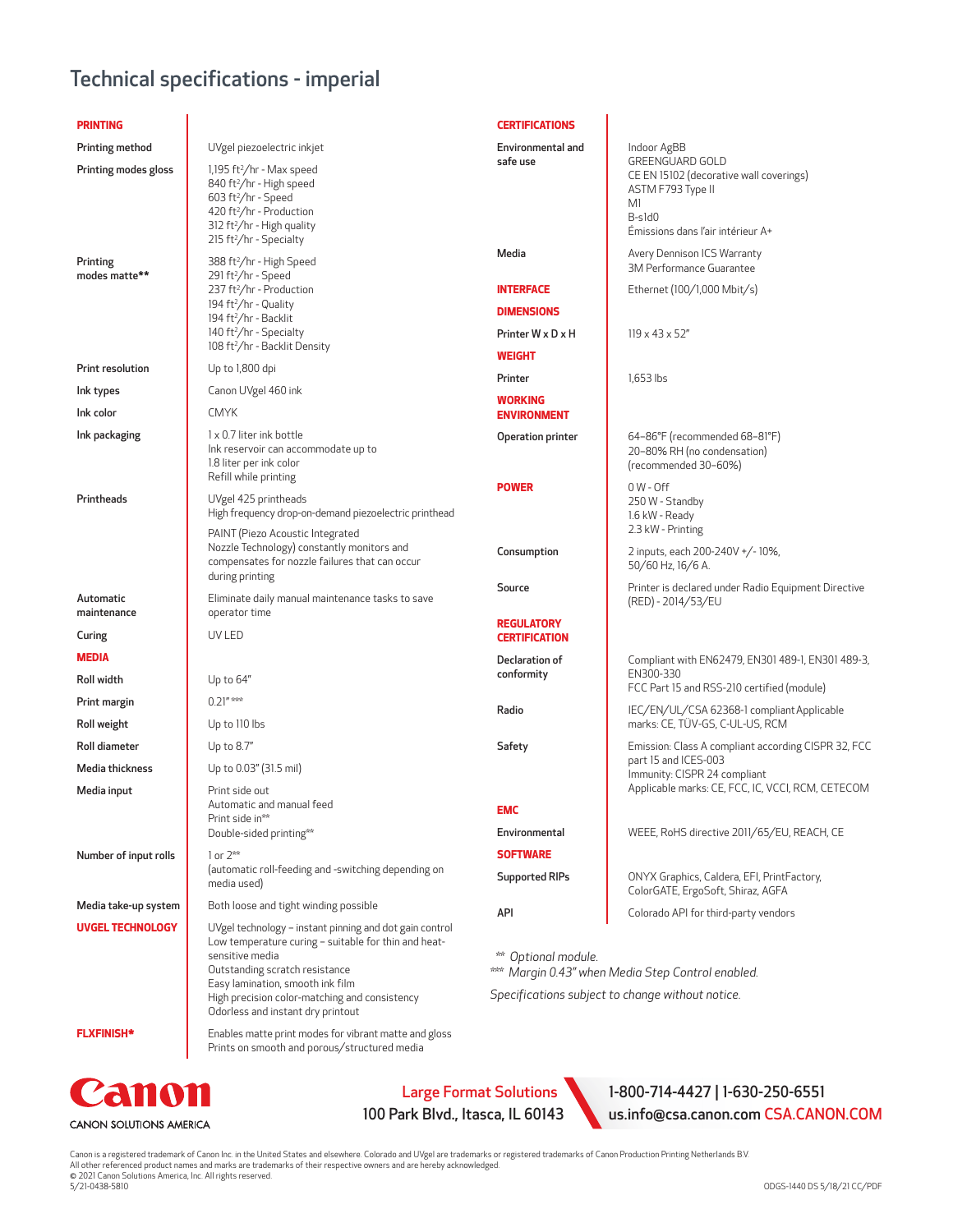# Technical specifications - imperial

| | |
|---|---|
| **PRINTING** | |
| Printing method | UVgel piezoelectric inkjet |
| Printing modes gloss | 1,195 ft²/hr - Max speed<br>840 ft²/hr - High speed<br>603 ft²/hr - Speed<br>420 ft²/hr - Production<br>312 ft²/hr - High quality<br>215 ft²/hr - Specialty |
| Printing modes matte** | 388 ft²/hr - High Speed<br>291 ft²/hr - Speed<br>237 ft²/hr - Production<br>194 ft²/hr - Quality<br>194 ft²/hr - Backlit<br>140 ft²/hr - Specialty<br>108 ft²/hr - Backlit Density |
| Print resolution | Up to 1,800 dpi |
| Ink types | Canon UVgel 460 ink |
| Ink color | CMYK |
| Ink packaging | 1 x 0.7 liter ink bottle<br>Ink reservoir can accommodate up to 1.8 liter per ink color<br>Refill while printing |
| Printheads | UVgel 425 printheads<br>High frequency drop-on-demand piezoelectric printhead<br>PAINT (Piezo Acoustic Integrated Nozzle Technology) constantly monitors and compensates for nozzle failures that can occur during printing |
| Automatic maintenance | Eliminate daily manual maintenance tasks to save operator time |
| Curing | UV LED |
| **MEDIA** | |
| Roll width | Up to 64" |
| Print margin | 0.21" *** |
| Roll weight | Up to 110 lbs |
| Roll diameter | Up to 8.7" |
| Media thickness | Up to 0.03" (31.5 mil) |
| Media input | Print side out<br>Automatic and manual feed<br>Print side in**<br>Double-sided printing** |
| Number of input rolls | 1 or 2**<br>(automatic roll-feeding and -switching depending on media used) |
| Media take-up system | Both loose and tight winding possible |
| **UVGEL TECHNOLOGY** | UVgel technology – instant pinning and dot gain control<br>Low temperature curing – suitable for thin and heat-sensitive media<br>Outstanding scratch resistance<br>Easy lamination, smooth ink film<br>High precision color-matching and consistency<br>Odorless and instant dry printout |
| **FLXFINISH*** | Enables matte print modes for vibrant matte and gloss<br>Prints on smooth and porous/structured media |

| | |
|---|---|
| **CERTIFICATIONS** | |
| Environmental and safe use | Indoor AgBB<br>GREENGUARD GOLD<br>CE EN 15102 (decorative wall coverings)<br>ASTM F793 Type II<br>M1<br>B-s1d0<br>Émissions dans l'air intérieur A+ |
| Media | Avery Dennison ICS Warranty<br>3M Performance Guarantee |
| **INTERFACE** | Ethernet (100/1,000 Mbit/s) |
| **DIMENSIONS** | |
| Printer W x D x H | 119 x 43 x 52" |
| **WEIGHT** | |
| Printer | 1,653 lbs |
| **WORKING ENVIRONMENT** | |
| Operation printer | 64–86°F (recommended 68–81°F)<br>20–80% RH (no condensation)<br>(recommended 30–60%) |
| **POWER** | 0 W - Off<br>250 W - Standby<br>1.6 kW - Ready<br>2.3 kW - Printing |
| Consumption | 2 inputs, each 200-240V +/- 10%,<br>50/60 Hz, 16/6 A. |
| Source | Printer is declared under Radio Equipment Directive (RED) - 2014/53/EU |
| **REGULATORY CERTIFICATION** | |
| Declaration of conformity | Compliant with EN62479, EN301 489-1, EN301 489-3, EN300-330<br>FCC Part 15 and RSS-210 certified (module) |
| Radio | IEC/EN/UL/CSA 62368-1 compliant Applicable marks: CE, TÜV-GS, C-UL-US, RCM |
| Safety | Emission: Class A compliant according CISPR 32, FCC part 15 and ICES-003<br>Immunity: CISPR 24 compliant<br>Applicable marks: CE, FCC, IC, VCCI, RCM, CETECOM |
| **EMC** | |
| Environmental | WEEE, RoHS directive 2011/65/EU, REACH, CE |
| **SOFTWARE** | |
| Supported RIPs | ONYX Graphics, Caldera, EFI, PrintFactory, ColorGATE, ErgoSoft, Shiraz, AGFA |
| API | Colorado API for third-party vendors |

*** Optional module.*
**** Margin 0.43" when Media Step Control enabled.*

*Specifications subject to change without notice.*

Canon
CANON SOLUTIONS AMERICA

Large Format Solutions
100 Park Blvd., Itasca, IL 60143

1-800-714-4427 | 1-630-250-6551
us.info@csa.canon.com CSA.CANON.COM

Canon is a registered trademark of Canon Inc. in the United States and elsewhere. Colorado and UVgel are trademarks or registered trademarks of Canon Production Printing Netherlands B.V.
All other referenced product names and marks are trademarks of their respective owners and are hereby acknowledged.
© 2021 Canon Solutions America, Inc. All rights reserved.
5/21-0438-5810

ODGS-1440 DS 5/18/21 CC/PDF